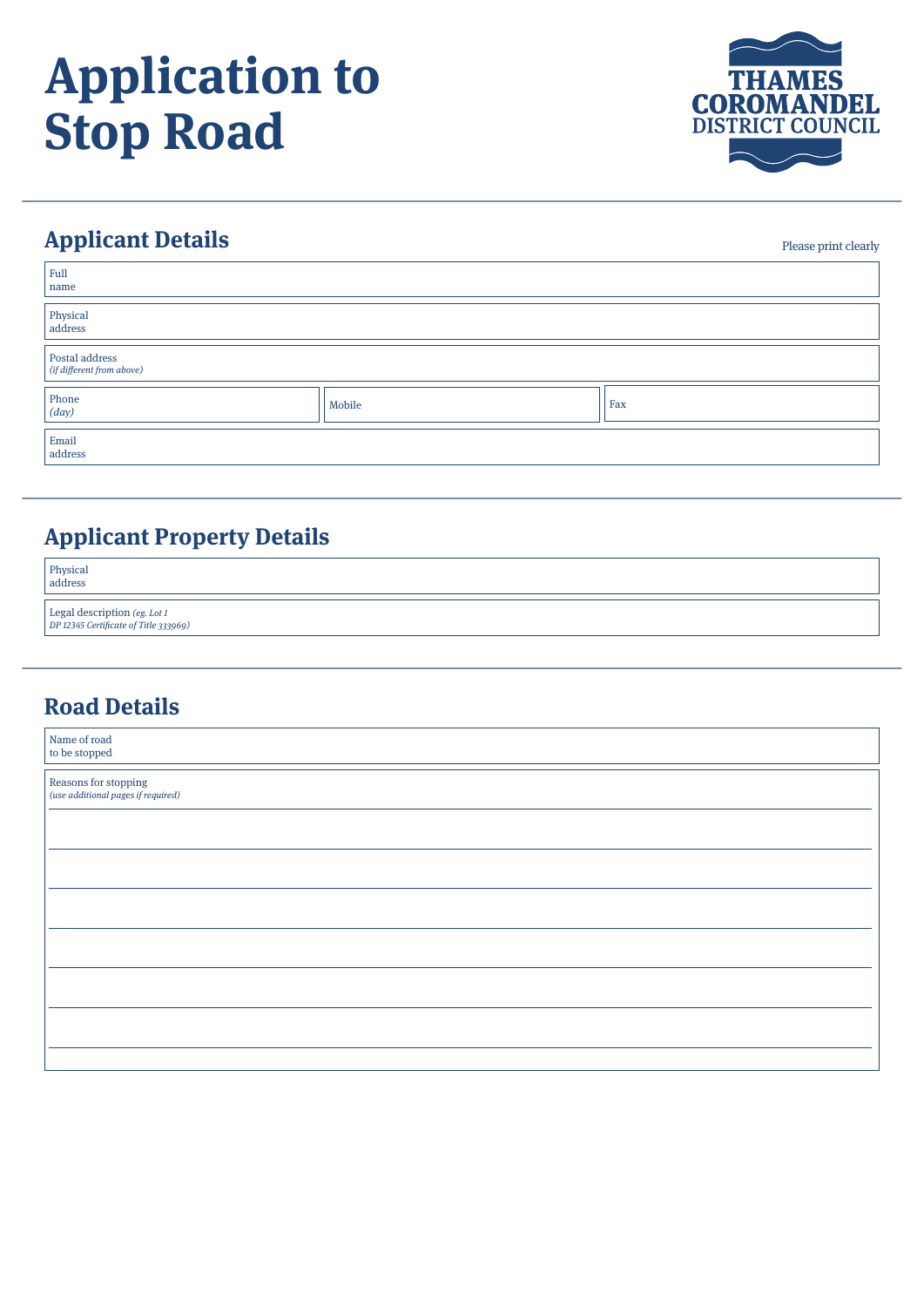# Application to Stop Road

THAMES COROMANDEL DISTRICT COUNCIL

## Applicant Details

Please print clearly

| | |
|---|---|
| Full name | |
| Physical address | |
| Postal address *(if different from above)* | |

| Phone *(day)* | Mobile | Fax |
|---|---|---|
| | | |

| | |
|---|---|
| Email address | |

## Applicant Property Details

| | |
|---|---|
| Physical address | |
| Legal description *(eg. Lot 1 DP 12345 Certificate of Title 333969)* | |

## Road Details

| | |
|---|---|
| Name of road to be stopped | |

Reasons for stopping
*(use additional pages if required)*

_______________________________________________

_______________________________________________

_______________________________________________

_______________________________________________

_______________________________________________

_______________________________________________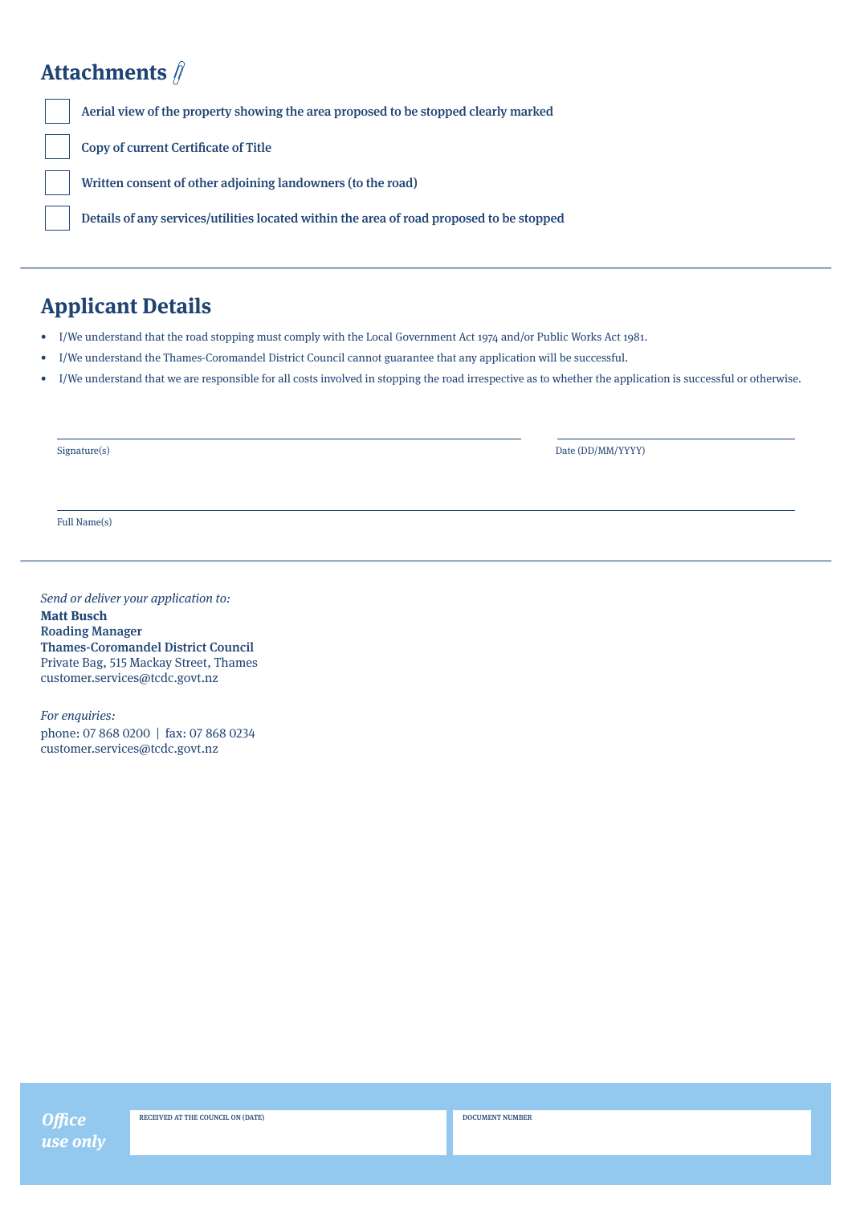## Attachments

- [ ] Aerial view of the property showing the area proposed to be stopped clearly marked
- [ ] Copy of current Certificate of Title
- [ ] Written consent of other adjoining landowners (to the road)
- [ ] Details of any services/utilities located within the area of road proposed to be stopped

## Applicant Details

- I/We understand that the road stopping must comply with the Local Government Act 1974 and/or Public Works Act 1981.
- I/We understand the Thames-Coromandel District Council cannot guarantee that any application will be successful.
- I/We understand that we are responsible for all costs involved in stopping the road irrespective as to whether the application is successful or otherwise.

Signature(s) \_\_\_\_\_\_\_\_\_\_\_\_\_\_\_\_\_\_\_\_\_\_\_\_\_\_ Date (DD/MM/YYYY) \_\_\_\_\_\_\_\_\_\_\_\_

Full Name(s) \_\_\_\_\_\_\_\_\_\_\_\_\_\_\_\_\_\_\_\_\_\_\_\_\_\_

*Send or deliver your application to:*
**Matt Busch**
**Roading Manager**
**Thames-Coromandel District Council**
Private Bag, 515 Mackay Street, Thames
customer.services@tcdc.govt.nz

*For enquiries:*
phone: 07 868 0200 | fax: 07 868 0234
customer.services@tcdc.govt.nz

***Office use only***

| RECEIVED AT THE COUNCIL ON (DATE) | DOCUMENT NUMBER |
|---|---|
| | |